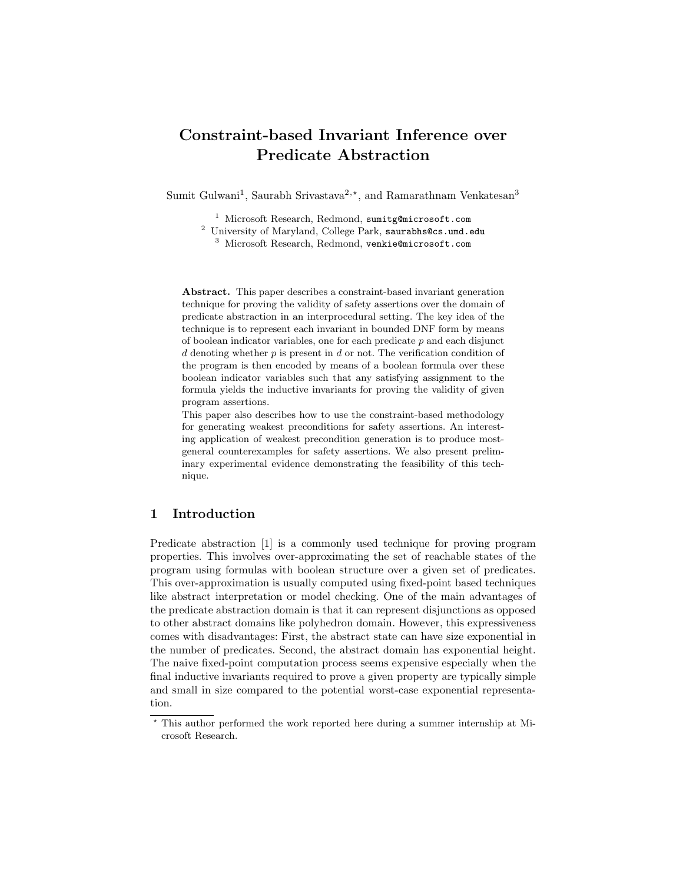# Constraint-based Invariant Inference over Predicate Abstraction

Sumit Gulwani[1], Saurabh Srivastava[2,⋆], and Ramarathnam Venkatesan[3]

[1] Microsoft Research, Redmond, sumitg@microsoft.com
[2] University of Maryland, College Park, saurabhs@cs.umd.edu
[3] Microsoft Research, Redmond, venkie@microsoft.com

**Abstract.** This paper describes a constraint-based invariant generation technique for proving the validity of safety assertions over the domain of predicate abstraction in an interprocedural setting. The key idea of the technique is to represent each invariant in bounded DNF form by means of boolean indicator variables, one for each predicate $p$ and each disjunct $d$ denoting whether $p$ is present in $d$ or not. The verification condition of the program is then encoded by means of a boolean formula over these boolean indicator variables such that any satisfying assignment to the formula yields the inductive invariants for proving the validity of given program assertions.

This paper also describes how to use the constraint-based methodology for generating weakest preconditions for safety assertions. An interesting application of weakest precondition generation is to produce most-general counterexamples for safety assertions. We also present preliminary experimental evidence demonstrating the feasibility of this technique.

## 1 Introduction

Predicate abstraction [1] is a commonly used technique for proving program properties. This involves over-approximating the set of reachable states of the program using formulas with boolean structure over a given set of predicates. This over-approximation is usually computed using fixed-point based techniques like abstract interpretation or model checking. One of the main advantages of the predicate abstraction domain is that it can represent disjunctions as opposed to other abstract domains like polyhedron domain. However, this expressiveness comes with disadvantages: First, the abstract state can have size exponential in the number of predicates. Second, the abstract domain has exponential height. The naive fixed-point computation process seems expensive especially when the final inductive invariants required to prove a given property are typically simple and small in size compared to the potential worst-case exponential representation.

⋆ This author performed the work reported here during a summer internship at Microsoft Research.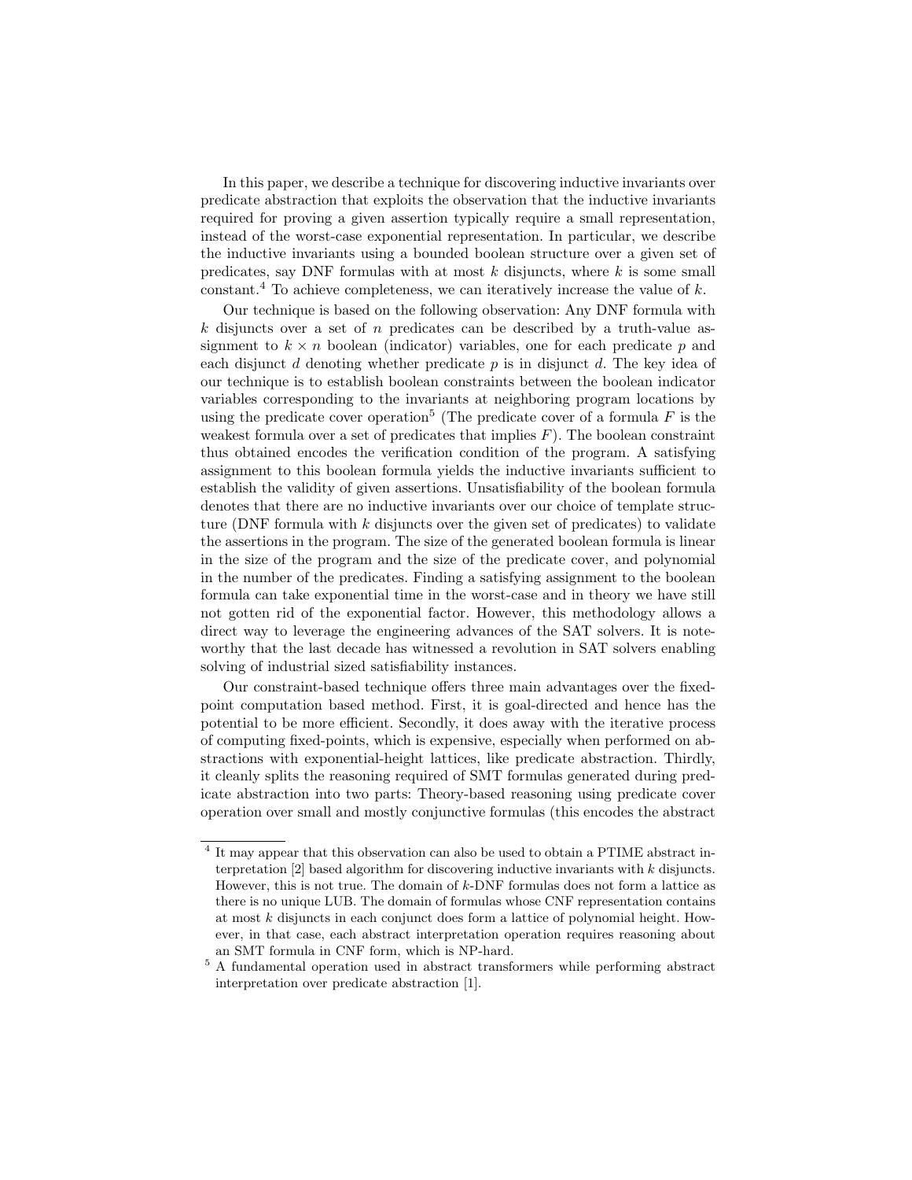In this paper, we describe a technique for discovering inductive invariants over predicate abstraction that exploits the observation that the inductive invariants required for proving a given assertion typically require a small representation, instead of the worst-case exponential representation. In particular, we describe the inductive invariants using a bounded boolean structure over a given set of predicates, say DNF formulas with at most $k$ disjuncts, where $k$ is some small constant.[4] To achieve completeness, we can iteratively increase the value of $k$.

Our technique is based on the following observation: Any DNF formula with $k$ disjuncts over a set of $n$ predicates can be described by a truth-value assignment to $k \times n$ boolean (indicator) variables, one for each predicate $p$ and each disjunct $d$ denoting whether predicate $p$ is in disjunct $d$. The key idea of our technique is to establish boolean constraints between the boolean indicator variables corresponding to the invariants at neighboring program locations by using the predicate cover operation[5] (The predicate cover of a formula $F$ is the weakest formula over a set of predicates that implies $F$). The boolean constraint thus obtained encodes the verification condition of the program. A satisfying assignment to this boolean formula yields the inductive invariants sufficient to establish the validity of given assertions. Unsatisfiability of the boolean formula denotes that there are no inductive invariants over our choice of template structure (DNF formula with $k$ disjuncts over the given set of predicates) to validate the assertions in the program. The size of the generated boolean formula is linear in the size of the program and the size of the predicate cover, and polynomial in the number of the predicates. Finding a satisfying assignment to the boolean formula can take exponential time in the worst-case and in theory we have still not gotten rid of the exponential factor. However, this methodology allows a direct way to leverage the engineering advances of the SAT solvers. It is noteworthy that the last decade has witnessed a revolution in SAT solvers enabling solving of industrial sized satisfiability instances.

Our constraint-based technique offers three main advantages over the fixed-point computation based method. First, it is goal-directed and hence has the potential to be more efficient. Secondly, it does away with the iterative process of computing fixed-points, which is expensive, especially when performed on abstractions with exponential-height lattices, like predicate abstraction. Thirdly, it cleanly splits the reasoning required of SMT formulas generated during predicate abstraction into two parts: Theory-based reasoning using predicate cover operation over small and mostly conjunctive formulas (this encodes the abstract

---

[4] It may appear that this observation can also be used to obtain a PTIME abstract interpretation [2] based algorithm for discovering inductive invariants with $k$ disjuncts. However, this is not true. The domain of $k$-DNF formulas does not form a lattice as there is no unique LUB. The domain of formulas whose CNF representation contains at most $k$ disjuncts in each conjunct does form a lattice of polynomial height. However, in that case, each abstract interpretation operation requires reasoning about an SMT formula in CNF form, which is NP-hard.

[5] A fundamental operation used in abstract transformers while performing abstract interpretation over predicate abstraction [1].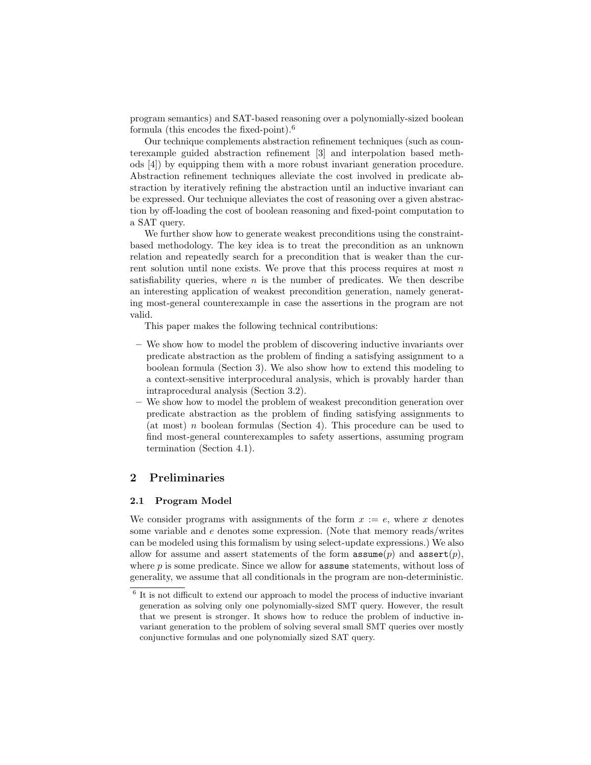program semantics) and SAT-based reasoning over a polynomially-sized boolean formula (this encodes the fixed-point).[6]

Our technique complements abstraction refinement techniques (such as counterexample guided abstraction refinement [3] and interpolation based methods [4]) by equipping them with a more robust invariant generation procedure. Abstraction refinement techniques alleviate the cost involved in predicate abstraction by iteratively refining the abstraction until an inductive invariant can be expressed. Our technique alleviates the cost of reasoning over a given abstraction by off-loading the cost of boolean reasoning and fixed-point computation to a SAT query.

We further show how to generate weakest preconditions using the constraint-based methodology. The key idea is to treat the precondition as an unknown relation and repeatedly search for a precondition that is weaker than the current solution until none exists. We prove that this process requires at most $n$ satisfiability queries, where $n$ is the number of predicates. We then describe an interesting application of weakest precondition generation, namely generating most-general counterexample in case the assertions in the program are not valid.

This paper makes the following technical contributions:

- We show how to model the problem of discovering inductive invariants over predicate abstraction as the problem of finding a satisfying assignment to a boolean formula (Section 3). We also show how to extend this modeling to a context-sensitive interprocedural analysis, which is provably harder than intraprocedural analysis (Section 3.2).
- We show how to model the problem of weakest precondition generation over predicate abstraction as the problem of finding satisfying assignments to (at most) $n$ boolean formulas (Section 4). This procedure can be used to find most-general counterexamples to safety assertions, assuming program termination (Section 4.1).

## 2 Preliminaries

### 2.1 Program Model

We consider programs with assignments of the form $x := e$, where $x$ denotes some variable and $e$ denotes some expression. (Note that memory reads/writes can be modeled using this formalism by using select-update expressions.) We also allow for assume and assert statements of the form `assume`($p$) and `assert`($p$), where $p$ is some predicate. Since we allow for `assume` statements, without loss of generality, we assume that all conditionals in the program are non-deterministic.

[6] It is not difficult to extend our approach to model the process of inductive invariant generation as solving only one polynomially-sized SMT query. However, the result that we present is stronger. It shows how to reduce the problem of inductive invariant generation to the problem of solving several small SMT queries over mostly conjunctive formulas and one polynomially sized SAT query.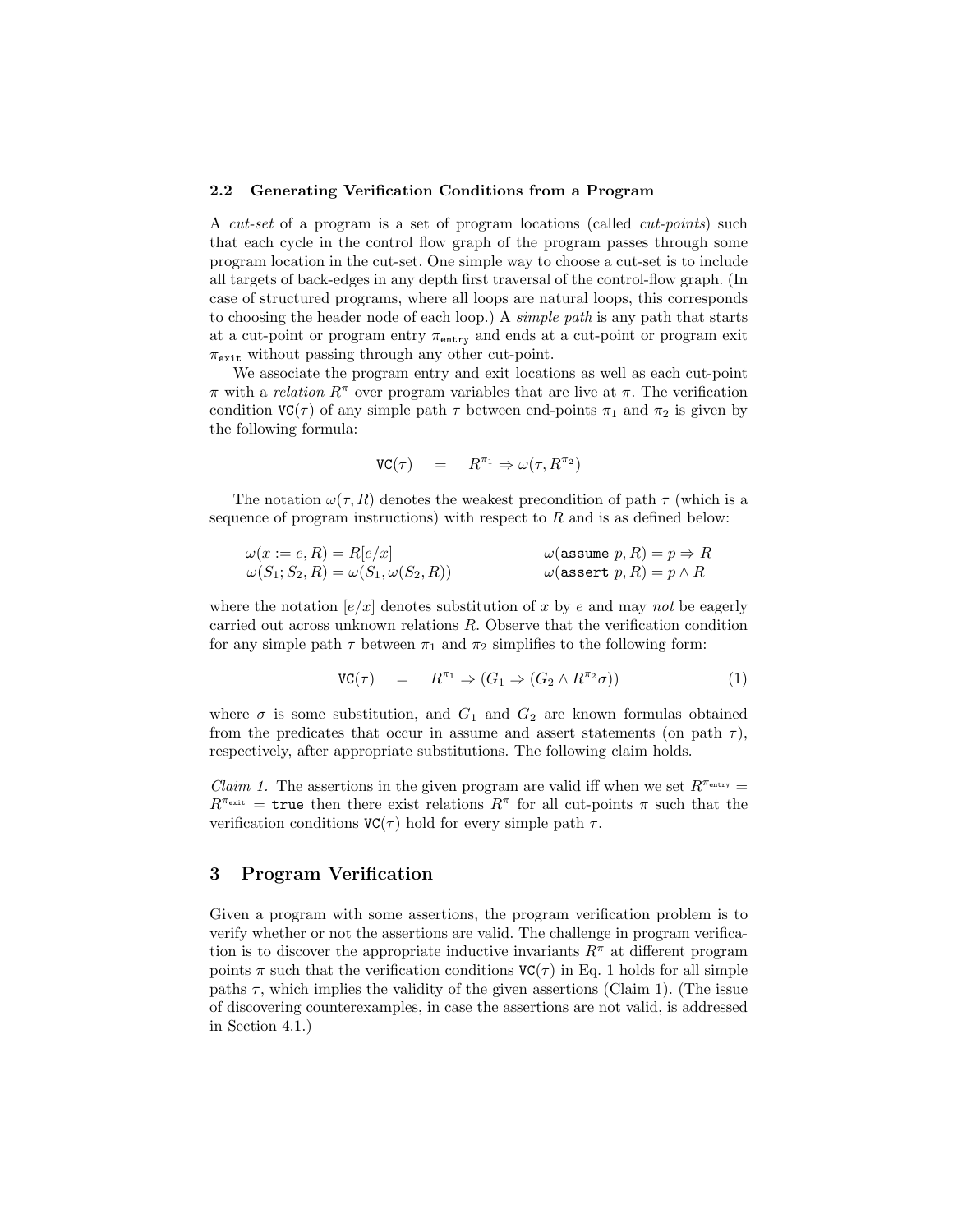### 2.2 Generating Verification Conditions from a Program

A *cut-set* of a program is a set of program locations (called *cut-points*) such that each cycle in the control flow graph of the program passes through some program location in the cut-set. One simple way to choose a cut-set is to include all targets of back-edges in any depth first traversal of the control-flow graph. (In case of structured programs, where all loops are natural loops, this corresponds to choosing the header node of each loop.) A *simple path* is any path that starts at a cut-point or program entry $\pi_{\texttt{entry}}$ and ends at a cut-point or program exit $\pi_{\texttt{exit}}$ without passing through any other cut-point.

We associate the program entry and exit locations as well as each cut-point $\pi$ with a *relation* $R^{\pi}$ over program variables that are live at $\pi$. The verification condition $\texttt{VC}(\tau)$ of any simple path $\tau$ between end-points $\pi_1$ and $\pi_2$ is given by the following formula:

$$\texttt{VC}(\tau) \quad = \quad R^{\pi_1} \Rightarrow \omega(\tau, R^{\pi_2})$$

The notation $\omega(\tau, R)$ denotes the weakest precondition of path $\tau$ (which is a sequence of program instructions) with respect to $R$ and is as defined below:

$$\omega(x := e, R) = R[e/x] \qquad\qquad \omega(\texttt{assume } p, R) = p \Rightarrow R$$
$$\omega(S_1; S_2, R) = \omega(S_1, \omega(S_2, R)) \qquad\qquad \omega(\texttt{assert } p, R) = p \wedge R$$

where the notation $[e/x]$ denotes substitution of $x$ by $e$ and may *not* be eagerly carried out across unknown relations $R$. Observe that the verification condition for any simple path $\tau$ between $\pi_1$ and $\pi_2$ simplifies to the following form:

$$\texttt{VC}(\tau) \quad = \quad R^{\pi_1} \Rightarrow (G_1 \Rightarrow (G_2 \wedge R^{\pi_2}\sigma)) \tag{1}$$

where $\sigma$ is some substitution, and $G_1$ and $G_2$ are known formulas obtained from the predicates that occur in assume and assert statements (on path $\tau$), respectively, after appropriate substitutions. The following claim holds.

*Claim 1.* The assertions in the given program are valid iff when we set $R^{\pi_{\texttt{entry}}} = R^{\pi_{\texttt{exit}}} = \texttt{true}$ then there exist relations $R^{\pi}$ for all cut-points $\pi$ such that the verification conditions $\texttt{VC}(\tau)$ hold for every simple path $\tau$.

## 3 Program Verification

Given a program with some assertions, the program verification problem is to verify whether or not the assertions are valid. The challenge in program verification is to discover the appropriate inductive invariants $R^{\pi}$ at different program points $\pi$ such that the verification conditions $\texttt{VC}(\tau)$ in Eq. 1 holds for all simple paths $\tau$, which implies the validity of the given assertions (Claim 1). (The issue of discovering counterexamples, in case the assertions are not valid, is addressed in Section 4.1.)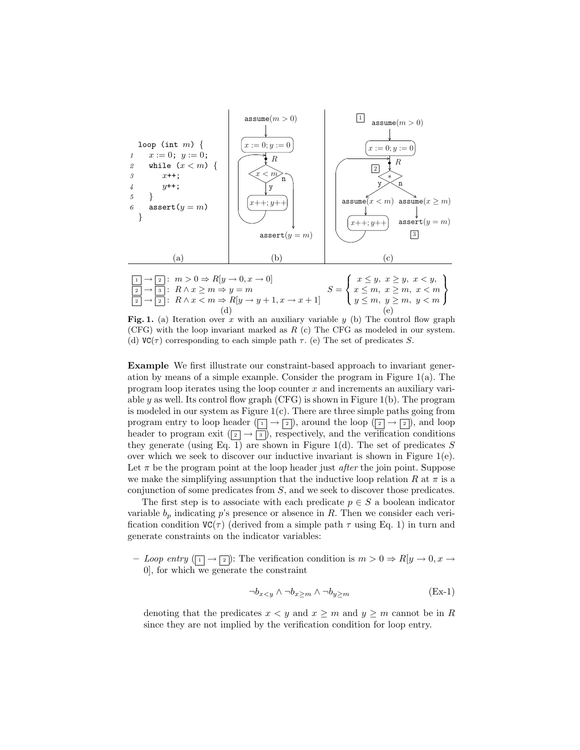```
loop (int m) {
1    x := 0; y := 0;
2    while (x < m) {
3        x++;
4        y++;
5    }
6    assert(y = m)
}
```

(a)

(b) The control flow graph with `assume`$(m > 0)$, $x := 0; y := 0$, loop header $R$, condition $x < m$ (y/n branches), $x{+}{+}; y{+}{+}$, and `assert`$(y = m)$.

(c) The CFG as modeled: $\boxed{1}$ `assume`$(m > 0)$, $x := 0; y := 0$, $R$, $\boxed{2}$ $*$ (y/n), `assume`$(x < m)$ → $x{+}{+}; y{+}{+}$; `assume`$(x \geq m)$ → `assert`$(y = m)$ $\boxed{3}$.

$$\boxed{1} \to \boxed{2}: \ m > 0 \Rightarrow R[y \to 0, x \to 0]$$
$$\boxed{2} \to \boxed{3}: \ R \wedge x \geq m \Rightarrow y = m$$
$$\boxed{2} \to \boxed{2}: \ R \wedge x < m \Rightarrow R[y \to y + 1, x \to x + 1]$$

(d)

$$S = \left\{ \begin{array}{c} x \leq y, \ x \geq y, \ x < y, \\ x \leq m, \ x \geq m, \ x < m \\ y \leq m, \ y \geq m, \ y < m \end{array} \right\}$$

(e)

**Fig. 1.** (a) Iteration over $x$ with an auxiliary variable $y$ (b) The control flow graph (CFG) with the loop invariant marked as $R$ (c) The CFG as modeled in our system. (d) $\texttt{VC}(\tau)$ corresponding to each simple path $\tau$. (e) The set of predicates $S$.

**Example** We first illustrate our constraint-based approach to invariant generation by means of a simple example. Consider the program in Figure 1(a). The program loop iterates using the loop counter $x$ and increments an auxiliary variable $y$ as well. Its control flow graph (CFG) is shown in Figure 1(b). The program is modeled in our system as Figure 1(c). There are three simple paths going from program entry to loop header ($\boxed{1} \to \boxed{2}$), around the loop ($\boxed{2} \to \boxed{2}$), and loop header to program exit ($\boxed{2} \to \boxed{3}$), respectively, and the verification conditions they generate (using Eq. 1) are shown in Figure 1(d). The set of predicates $S$ over which we seek to discover our inductive invariant is shown in Figure 1(e). Let $\pi$ be the program point at the loop header just *after* the join point. Suppose we make the simplifying assumption that the inductive loop relation $R$ at $\pi$ is a conjunction of some predicates from $S$, and we seek to discover those predicates.

The first step is to associate with each predicate $p \in S$ a boolean indicator variable $b_p$ indicating $p$'s presence or absence in $R$. Then we consider each verification condition $\texttt{VC}(\tau)$ (derived from a simple path $\tau$ using Eq. 1) in turn and generate constraints on the indicator variables:

– *Loop entry* ($\boxed{1} \to \boxed{2}$): The verification condition is $m > 0 \Rightarrow R[y \to 0, x \to 0]$, for which we generate the constraint

$$\neg b_{x<y} \wedge \neg b_{x \geq m} \wedge \neg b_{y \geq m} \qquad \text{(Ex-1)}$$

denoting that the predicates $x < y$ and $x \geq m$ and $y \geq m$ cannot be in $R$ since they are not implied by the verification condition for loop entry.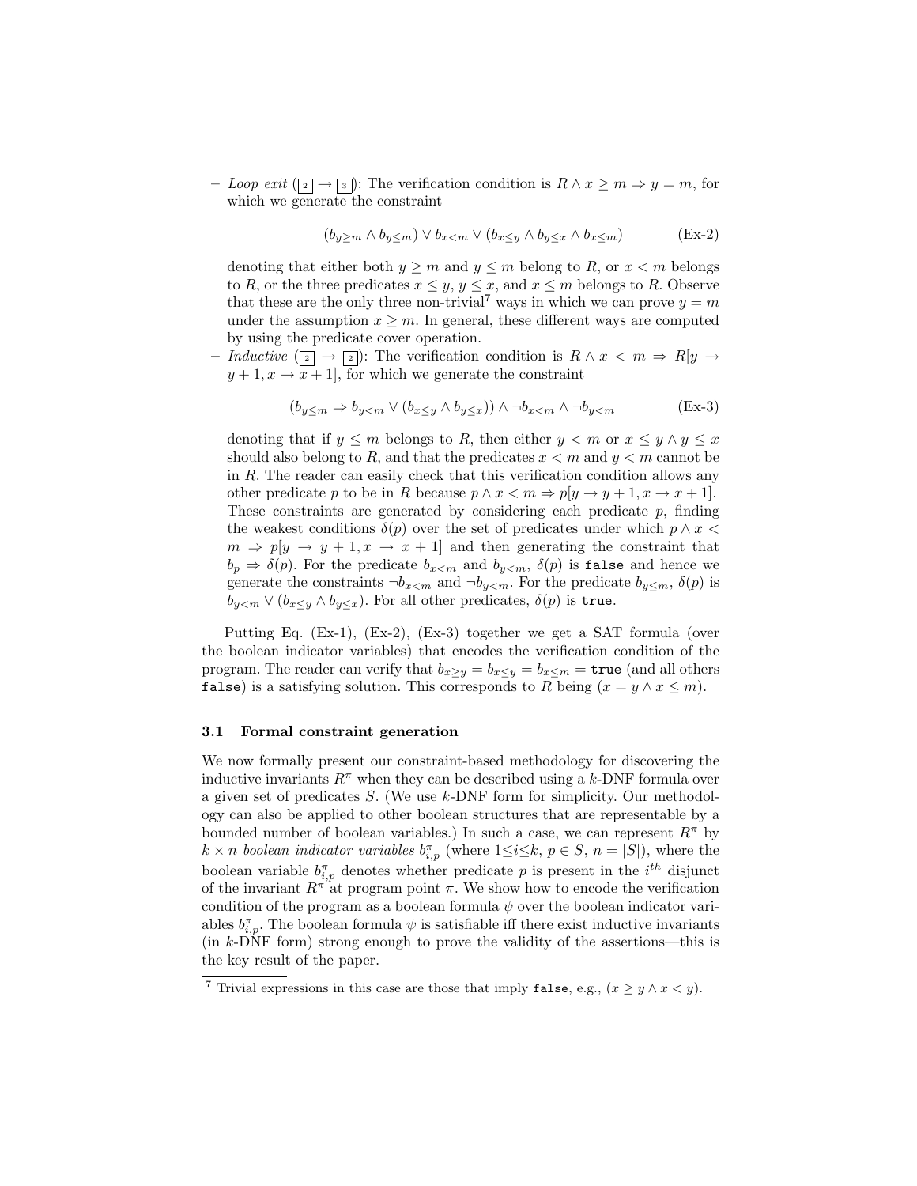- *Loop exit* ($\boxed{2} \rightarrow \boxed{3}$): The verification condition is $R \wedge x \geq m \Rightarrow y = m$, for which we generate the constraint

$$(b_{y \geq m} \wedge b_{y \leq m}) \vee b_{x<m} \vee (b_{x \leq y} \wedge b_{y \leq x} \wedge b_{x \leq m}) \tag{Ex-2}$$

  denoting that either both $y \geq m$ and $y \leq m$ belong to $R$, or $x < m$ belongs to $R$, or the three predicates $x \leq y$, $y \leq x$, and $x \leq m$ belongs to $R$. Observe that these are the only three non-trivial[7] ways in which we can prove $y = m$ under the assumption $x \geq m$. In general, these different ways are computed by using the predicate cover operation.

- *Inductive* ($\boxed{2} \rightarrow \boxed{2}$): The verification condition is $R \wedge x < m \Rightarrow R[y \rightarrow y+1, x \rightarrow x+1]$, for which we generate the constraint

$$(b_{y \leq m} \Rightarrow b_{y<m} \vee (b_{x \leq y} \wedge b_{y \leq x})) \wedge \neg b_{x<m} \wedge \neg b_{y<m} \tag{Ex-3}$$

  denoting that if $y \leq m$ belongs to $R$, then either $y < m$ or $x \leq y \wedge y \leq x$ should also belong to $R$, and that the predicates $x < m$ and $y < m$ cannot be in $R$. The reader can easily check that this verification condition allows any other predicate $p$ to be in $R$ because $p \wedge x < m \Rightarrow p[y \rightarrow y+1, x \rightarrow x+1]$. These constraints are generated by considering each predicate $p$, finding the weakest conditions $\delta(p)$ over the set of predicates under which $p \wedge x < m \Rightarrow p[y \rightarrow y+1, x \rightarrow x+1]$ and then generating the constraint that $b_p \Rightarrow \delta(p)$. For the predicate $b_{x<m}$ and $b_{y<m}$, $\delta(p)$ is `false` and hence we generate the constraints $\neg b_{x<m}$ and $\neg b_{y<m}$. For the predicate $b_{y \leq m}$, $\delta(p)$ is $b_{y<m} \vee (b_{x \leq y} \wedge b_{y \leq x})$. For all other predicates, $\delta(p)$ is `true`.

Putting Eq. (Ex-1), (Ex-2), (Ex-3) together we get a SAT formula (over the boolean indicator variables) that encodes the verification condition of the program. The reader can verify that $b_{x \geq y} = b_{x \leq y} = b_{x \leq m} =$ `true` (and all others `false`) is a satisfying solution. This corresponds to $R$ being $(x = y \wedge x \leq m)$.

### 3.1 Formal constraint generation

We now formally present our constraint-based methodology for discovering the inductive invariants $R^\pi$ when they can be described using a $k$-DNF formula over a given set of predicates $S$. (We use $k$-DNF form for simplicity. Our methodology can also be applied to other boolean structures that are representable by a bounded number of boolean variables.) In such a case, we can represent $R^\pi$ by $k \times n$ *boolean indicator variables* $b^\pi_{i,p}$ (where $1 \leq i \leq k$, $p \in S$, $n = |S|$), where the boolean variable $b^\pi_{i,p}$ denotes whether predicate $p$ is present in the $i^{th}$ disjunct of the invariant $R^\pi$ at program point $\pi$. We show how to encode the verification condition of the program as a boolean formula $\psi$ over the boolean indicator variables $b^\pi_{i,p}$. The boolean formula $\psi$ is satisfiable iff there exist inductive invariants (in $k$-DNF form) strong enough to prove the validity of the assertions—this is the key result of the paper.

---

[7] Trivial expressions in this case are those that imply `false`, e.g., $(x \geq y \wedge x < y)$.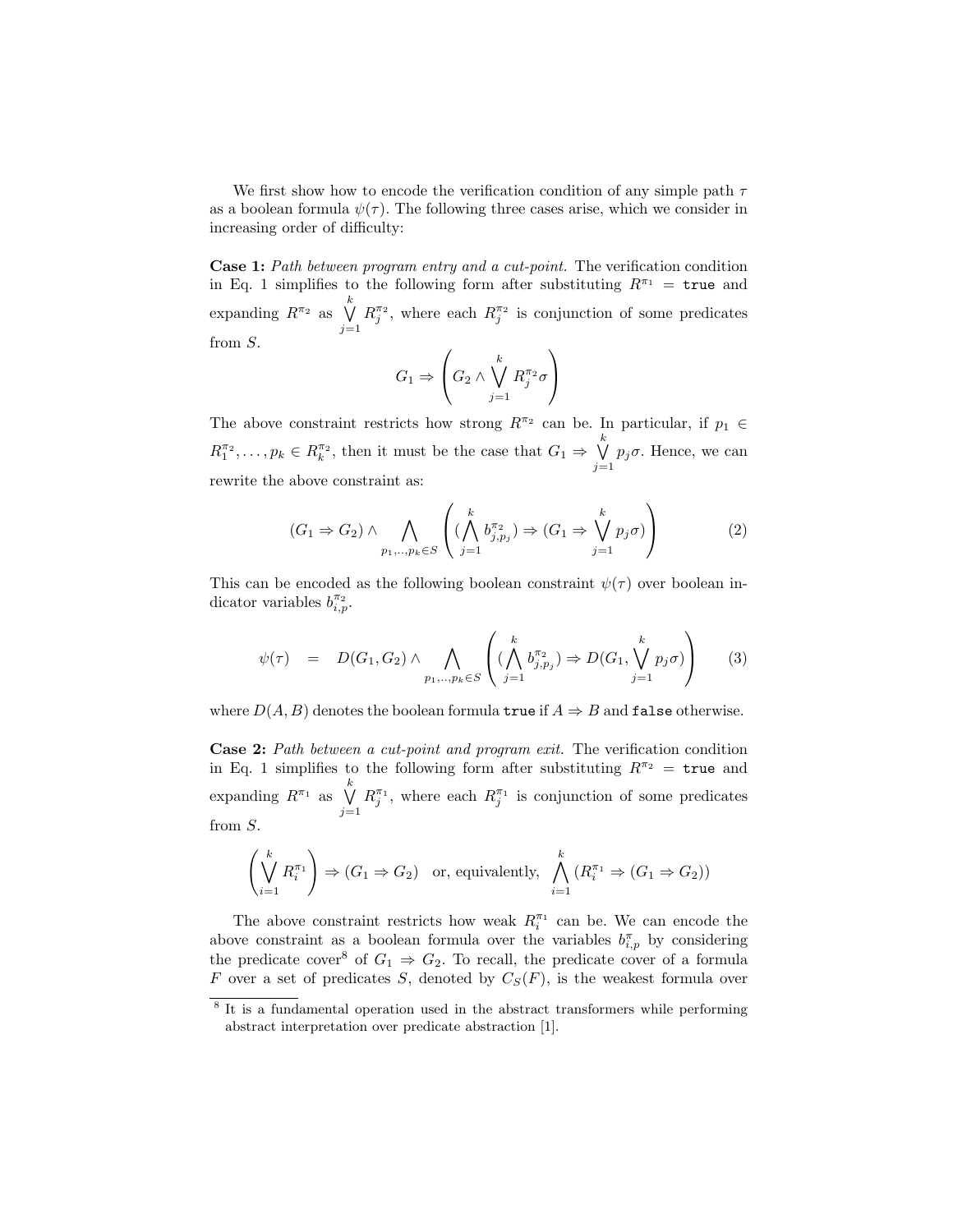We first show how to encode the verification condition of any simple path $\tau$ as a boolean formula $\psi(\tau)$. The following three cases arise, which we consider in increasing order of difficulty:

**Case 1:** *Path between program entry and a cut-point.* The verification condition in Eq. 1 simplifies to the following form after substituting $R^{\pi_1} = \texttt{true}$ and expanding $R^{\pi_2}$ as $\bigvee_{j=1}^{k} R_j^{\pi_2}$, where each $R_j^{\pi_2}$ is conjunction of some predicates from $S$.

$$G_1 \Rightarrow \left( G_2 \wedge \bigvee_{j=1}^{k} R_j^{\pi_2} \sigma \right)$$

The above constraint restricts how strong $R^{\pi_2}$ can be. In particular, if $p_1 \in R_1^{\pi_2}, \ldots, p_k \in R_k^{\pi_2}$, then it must be the case that $G_1 \Rightarrow \bigvee_{j=1}^{k} p_j \sigma$. Hence, we can rewrite the above constraint as:

$$(G_1 \Rightarrow G_2) \wedge \bigwedge_{p_1,..,p_k \in S} \left( (\bigwedge_{j=1}^{k} b_{j,p_j}^{\pi_2}) \Rightarrow (G_1 \Rightarrow \bigvee_{j=1}^{k} p_j \sigma) \right) \qquad (2)$$

This can be encoded as the following boolean constraint $\psi(\tau)$ over boolean indicator variables $b_{i,p}^{\pi_2}$.

$$\psi(\tau) \quad = \quad D(G_1, G_2) \wedge \bigwedge_{p_1,..,p_k \in S} \left( (\bigwedge_{j=1}^{k} b_{j,p_j}^{\pi_2}) \Rightarrow D(G_1, \bigvee_{j=1}^{k} p_j \sigma) \right) \qquad (3)$$

where $D(A, B)$ denotes the boolean formula `true` if $A \Rightarrow B$ and `false` otherwise.

**Case 2:** *Path between a cut-point and program exit.* The verification condition in Eq. 1 simplifies to the following form after substituting $R^{\pi_2} = \texttt{true}$ and expanding $R^{\pi_1}$ as $\bigvee_{j=1}^{k} R_j^{\pi_1}$, where each $R_j^{\pi_1}$ is conjunction of some predicates from $S$.

$$\left( \bigvee_{i=1}^{k} R_i^{\pi_1} \right) \Rightarrow (G_1 \Rightarrow G_2) \quad \text{or, equivalently,} \quad \bigwedge_{i=1}^{k} (R_i^{\pi_1} \Rightarrow (G_1 \Rightarrow G_2))$$

The above constraint restricts how weak $R_i^{\pi_1}$ can be. We can encode the above constraint as a boolean formula over the variables $b_{i,p}^{\pi}$ by considering the predicate cover[8] of $G_1 \Rightarrow G_2$. To recall, the predicate cover of a formula $F$ over a set of predicates $S$, denoted by $C_S(F)$, is the weakest formula over

[8] It is a fundamental operation used in the abstract transformers while performing abstract interpretation over predicate abstraction [1].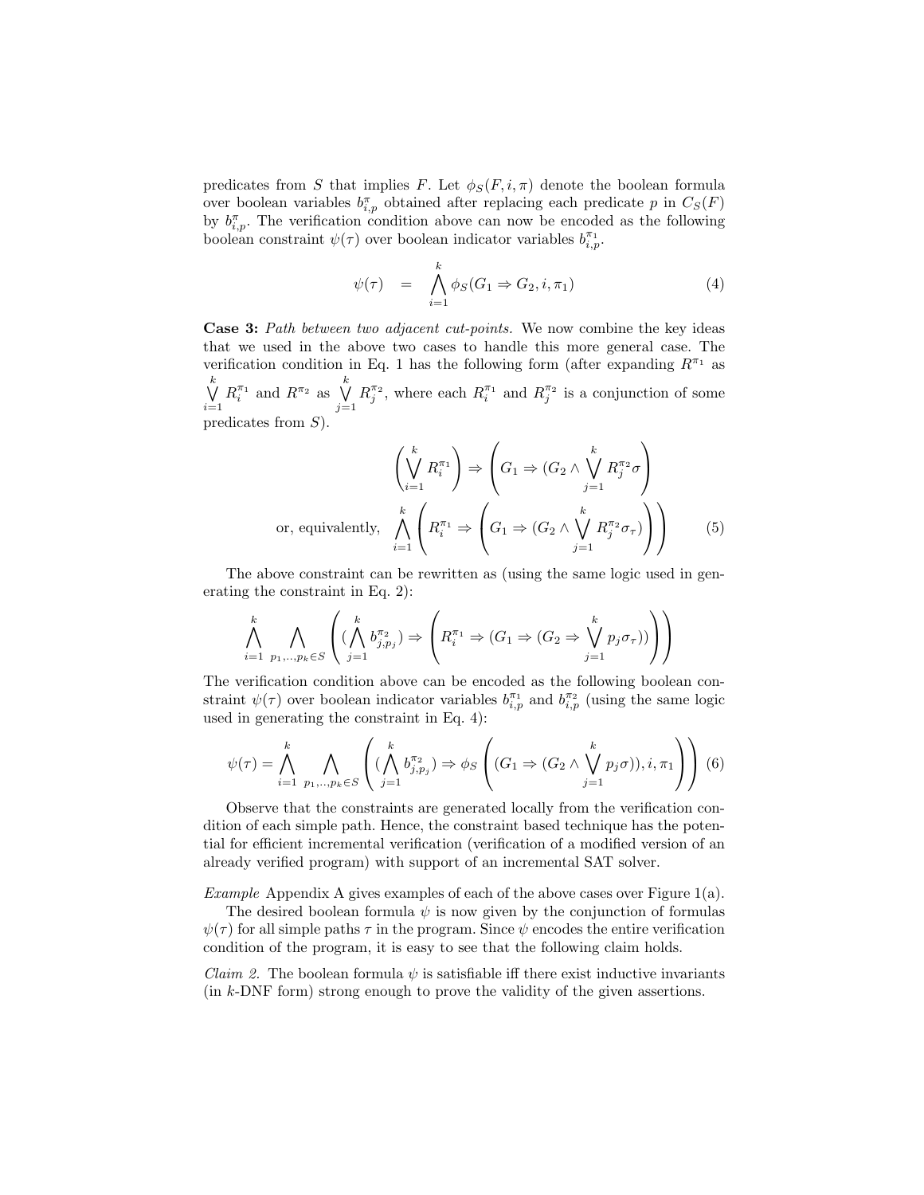predicates from $S$ that implies $F$. Let $\phi_S(F, i, \pi)$ denote the boolean formula over boolean variables $b^{\pi}_{i,p}$ obtained after replacing each predicate $p$ in $C_S(F)$ by $b^{\pi}_{i,p}$. The verification condition above can now be encoded as the following boolean constraint $\psi(\tau)$ over boolean indicator variables $b^{\pi_1}_{i,p}$.

$$\psi(\tau) \quad = \quad \bigwedge_{i=1}^{k} \phi_S(G_1 \Rightarrow G_2, i, \pi_1) \tag{4}$$

**Case 3:** *Path between two adjacent cut-points.* We now combine the key ideas that we used in the above two cases to handle this more general case. The verification condition in Eq. 1 has the following form (after expanding $R^{\pi_1}$ as $\bigvee_{i=1}^{k} R^{\pi_1}_i$ and $R^{\pi_2}$ as $\bigvee_{j=1}^{k} R^{\pi_2}_j$, where each $R^{\pi_1}_i$ and $R^{\pi_2}_j$ is a conjunction of some predicates from $S$).

$$\left(\bigvee_{i=1}^{k} R^{\pi_1}_i\right) \Rightarrow \left(G_1 \Rightarrow (G_2 \wedge \bigvee_{j=1}^{k} R^{\pi_2}_j \sigma\right)$$

$$\text{or, equivalently,} \quad \bigwedge_{i=1}^{k} \left(R^{\pi_1}_i \Rightarrow \left(G_1 \Rightarrow (G_2 \wedge \bigvee_{j=1}^{k} R^{\pi_2}_j \sigma_\tau)\right)\right) \tag{5}$$

The above constraint can be rewritten as (using the same logic used in generating the constraint in Eq. 2):

$$\bigwedge_{i=1}^{k} \bigwedge_{p_1,..,p_k \in S} \left( (\bigwedge_{j=1}^{k} b^{\pi_2}_{j,p_j}) \Rightarrow \left(R^{\pi_1}_i \Rightarrow (G_1 \Rightarrow (G_2 \Rightarrow \bigvee_{j=1}^{k} p_j \sigma_\tau))\right)\right)$$

The verification condition above can be encoded as the following boolean constraint $\psi(\tau)$ over boolean indicator variables $b^{\pi_1}_{i,p}$ and $b^{\pi_2}_{i,p}$ (using the same logic used in generating the constraint in Eq. 4):

$$\psi(\tau) = \bigwedge_{i=1}^{k} \bigwedge_{p_1,..,p_k \in S} \left( (\bigwedge_{j=1}^{k} b^{\pi_2}_{j,p_j}) \Rightarrow \phi_S\left((G_1 \Rightarrow (G_2 \wedge \bigvee_{j=1}^{k} p_j \sigma)), i, \pi_1\right)\right) \tag{6}$$

Observe that the constraints are generated locally from the verification condition of each simple path. Hence, the constraint based technique has the potential for efficient incremental verification (verification of a modified version of an already verified program) with support of an incremental SAT solver.

*Example* Appendix A gives examples of each of the above cases over Figure 1(a).

The desired boolean formula $\psi$ is now given by the conjunction of formulas $\psi(\tau)$ for all simple paths $\tau$ in the program. Since $\psi$ encodes the entire verification condition of the program, it is easy to see that the following claim holds.

*Claim 2.* The boolean formula $\psi$ is satisfiable iff there exist inductive invariants (in $k$-DNF form) strong enough to prove the validity of the given assertions.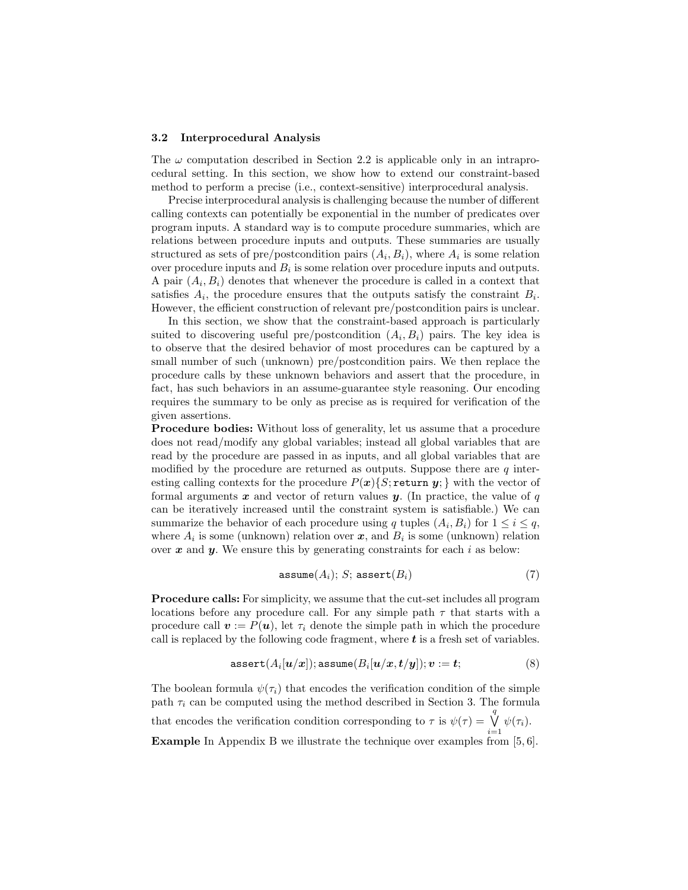### 3.2 Interprocedural Analysis

The $\omega$ computation described in Section 2.2 is applicable only in an intraprocedural setting. In this section, we show how to extend our constraint-based method to perform a precise (i.e., context-sensitive) interprocedural analysis.

Precise interprocedural analysis is challenging because the number of different calling contexts can potentially be exponential in the number of predicates over program inputs. A standard way is to compute procedure summaries, which are relations between procedure inputs and outputs. These summaries are usually structured as sets of pre/postcondition pairs $(A_i, B_i)$, where $A_i$ is some relation over procedure inputs and $B_i$ is some relation over procedure inputs and outputs. A pair $(A_i, B_i)$ denotes that whenever the procedure is called in a context that satisfies $A_i$, the procedure ensures that the outputs satisfy the constraint $B_i$. However, the efficient construction of relevant pre/postcondition pairs is unclear.

In this section, we show that the constraint-based approach is particularly suited to discovering useful pre/postcondition $(A_i, B_i)$ pairs. The key idea is to observe that the desired behavior of most procedures can be captured by a small number of such (unknown) pre/postcondition pairs. We then replace the procedure calls by these unknown behaviors and assert that the procedure, in fact, has such behaviors in an assume-guarantee style reasoning. Our encoding requires the summary to be only as precise as is required for verification of the given assertions.

**Procedure bodies:** Without loss of generality, let us assume that a procedure does not read/modify any global variables; instead all global variables that are read by the procedure are passed in as inputs, and all global variables that are modified by the procedure are returned as outputs. Suppose there are $q$ interesting calling contexts for the procedure $P(\boldsymbol{x})\{S; \texttt{return } \boldsymbol{y};\}$ with the vector of formal arguments $\boldsymbol{x}$ and vector of return values $\boldsymbol{y}$. (In practice, the value of $q$ can be iteratively increased until the constraint system is satisfiable.) We can summarize the behavior of each procedure using $q$ tuples $(A_i, B_i)$ for $1 \leq i \leq q$, where $A_i$ is some (unknown) relation over $\boldsymbol{x}$, and $B_i$ is some (unknown) relation over $\boldsymbol{x}$ and $\boldsymbol{y}$. We ensure this by generating constraints for each $i$ as below:

$$\texttt{assume}(A_i);\ S;\ \texttt{assert}(B_i) \tag{7}$$

**Procedure calls:** For simplicity, we assume that the cut-set includes all program locations before any procedure call. For any simple path $\tau$ that starts with a procedure call $\boldsymbol{v} := P(\boldsymbol{u})$, let $\tau_i$ denote the simple path in which the procedure call is replaced by the following code fragment, where $\boldsymbol{t}$ is a fresh set of variables.

$$\texttt{assert}(A_i[\boldsymbol{u}/\boldsymbol{x}]); \texttt{assume}(B_i[\boldsymbol{u}/\boldsymbol{x}, \boldsymbol{t}/\boldsymbol{y}]); \boldsymbol{v} := \boldsymbol{t}; \tag{8}$$

The boolean formula $\psi(\tau_i)$ that encodes the verification condition of the simple path $\tau_i$ can be computed using the method described in Section 3. The formula that encodes the verification condition corresponding to $\tau$ is $\psi(\tau) = \bigvee_{i=1}^{q} \psi(\tau_i)$.

**Example** In Appendix B we illustrate the technique over examples from [5, 6].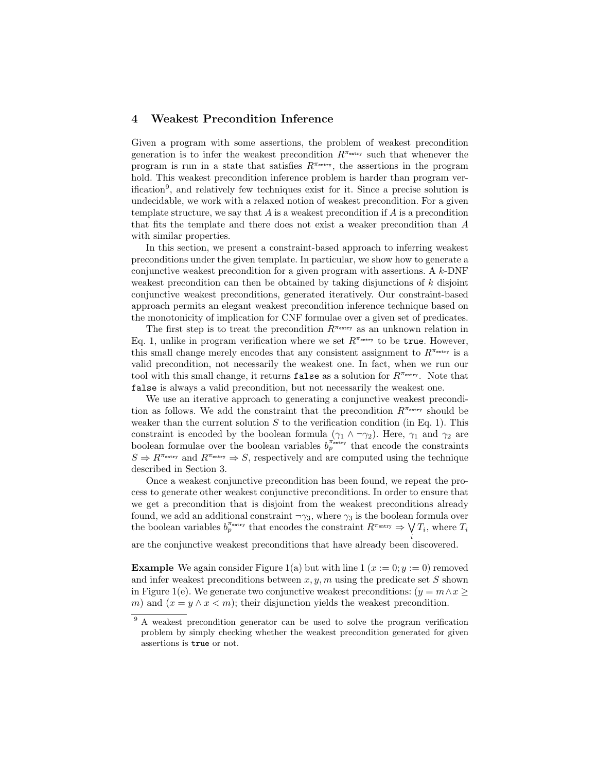## 4 Weakest Precondition Inference

Given a program with some assertions, the problem of weakest precondition generation is to infer the weakest precondition $R^{\pi_{\text{entry}}}$ such that whenever the program is run in a state that satisfies $R^{\pi_{\text{entry}}}$, the assertions in the program hold. This weakest precondition inference problem is harder than program verification[9], and relatively few techniques exist for it. Since a precise solution is undecidable, we work with a relaxed notion of weakest precondition. For a given template structure, we say that $A$ is a weakest precondition if $A$ is a precondition that fits the template and there does not exist a weaker precondition than $A$ with similar properties.

In this section, we present a constraint-based approach to inferring weakest preconditions under the given template. In particular, we show how to generate a conjunctive weakest precondition for a given program with assertions. A $k$-DNF weakest precondition can then be obtained by taking disjunctions of $k$ disjoint conjunctive weakest preconditions, generated iteratively. Our constraint-based approach permits an elegant weakest precondition inference technique based on the monotonicity of implication for CNF formulae over a given set of predicates.

The first step is to treat the precondition $R^{\pi_{\text{entry}}}$ as an unknown relation in Eq. 1, unlike in program verification where we set $R^{\pi_{\text{entry}}}$ to be `true`. However, this small change merely encodes that any consistent assignment to $R^{\pi_{\text{entry}}}$ is a valid precondition, not necessarily the weakest one. In fact, when we run our tool with this small change, it returns `false` as a solution for $R^{\pi_{\text{entry}}}$. Note that `false` is always a valid precondition, but not necessarily the weakest one.

We use an iterative approach to generating a conjunctive weakest precondition as follows. We add the constraint that the precondition $R^{\pi_{\text{entry}}}$ should be weaker than the current solution $S$ to the verification condition (in Eq. 1). This constraint is encoded by the boolean formula $(\gamma_1 \wedge \neg\gamma_2)$. Here, $\gamma_1$ and $\gamma_2$ are boolean formulae over the boolean variables $b_p^{\pi_{\text{entry}}}$ that encode the constraints $S \Rightarrow R^{\pi_{\text{entry}}}$ and $R^{\pi_{\text{entry}}} \Rightarrow S$, respectively and are computed using the technique described in Section 3.

Once a weakest conjunctive precondition has been found, we repeat the process to generate other weakest conjunctive preconditions. In order to ensure that we get a precondition that is disjoint from the weakest preconditions already found, we add an additional constraint $\neg\gamma_3$, where $\gamma_3$ is the boolean formula over the boolean variables $b_p^{\pi_{\text{entry}}}$ that encodes the constraint $R^{\pi_{\text{entry}}} \Rightarrow \bigvee_i T_i$, where $T_i$ are the conjunctive weakest preconditions that have already been discovered.

**Example** We again consider Figure 1(a) but with line 1 ($x := 0; y := 0$) removed and infer weakest preconditions between $x, y, m$ using the predicate set $S$ shown in Figure 1(e). We generate two conjunctive weakest preconditions: $(y = m \wedge x \geq m)$ and $(x = y \wedge x < m)$; their disjunction yields the weakest precondition.

[9] A weakest precondition generator can be used to solve the program verification problem by simply checking whether the weakest precondition generated for given assertions is `true` or not.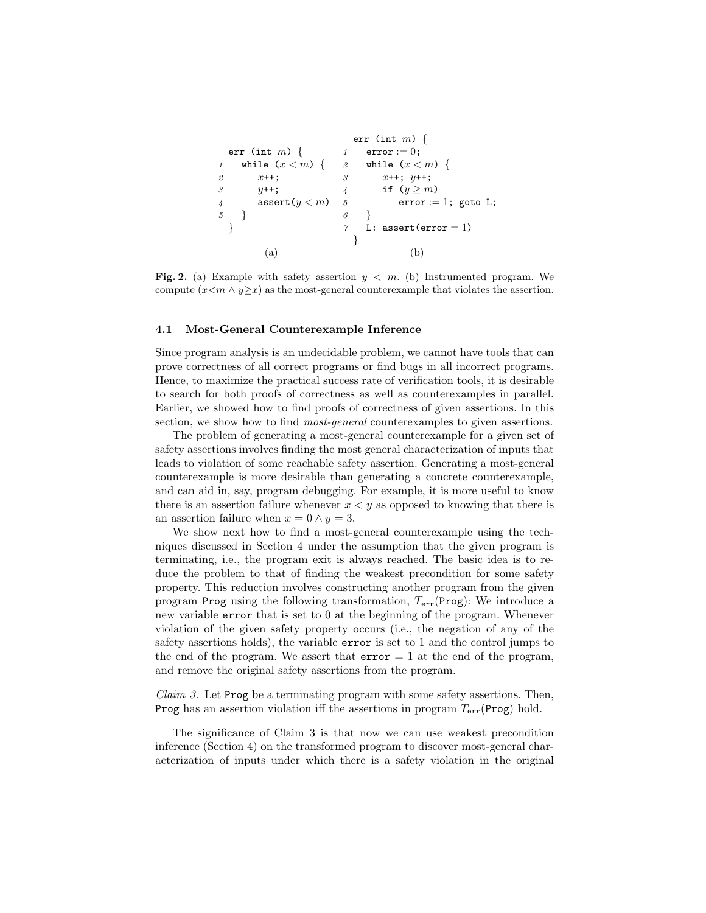```
  err (int m) {
1   while (x < m) {
2       x++;
3       y++;
4       assert(y < m)
5   }
  }
```

(a)

```
  err (int m) {
1   error := 0;
2   while (x < m) {
3       x++; y++;
4       if (y ≥ m)
5           error := 1; goto L;
6   }
7   L: assert(error = 1)
  }
```

(b)

**Fig. 2.** (a) Example with safety assertion $y < m$. (b) Instrumented program. We compute $(x<m \wedge y \geq x)$ as the most-general counterexample that violates the assertion.

### 4.1 Most-General Counterexample Inference

Since program analysis is an undecidable problem, we cannot have tools that can prove correctness of all correct programs or find bugs in all incorrect programs. Hence, to maximize the practical success rate of verification tools, it is desirable to search for both proofs of correctness as well as counterexamples in parallel. Earlier, we showed how to find proofs of correctness of given assertions. In this section, we show how to find *most-general* counterexamples to given assertions.

The problem of generating a most-general counterexample for a given set of safety assertions involves finding the most general characterization of inputs that leads to violation of some reachable safety assertion. Generating a most-general counterexample is more desirable than generating a concrete counterexample, and can aid in, say, program debugging. For example, it is more useful to know there is an assertion failure whenever $x < y$ as opposed to knowing that there is an assertion failure when $x = 0 \wedge y = 3$.

We show next how to find a most-general counterexample using the techniques discussed in Section 4 under the assumption that the given program is terminating, i.e., the program exit is always reached. The basic idea is to reduce the problem to that of finding the weakest precondition for some safety property. This reduction involves constructing another program from the given program Prog using the following transformation, $T_{\texttt{err}}(\texttt{Prog})$: We introduce a new variable error that is set to 0 at the beginning of the program. Whenever violation of the given safety property occurs (i.e., the negation of any of the safety assertions holds), the variable error is set to 1 and the control jumps to the end of the program. We assert that error $= 1$ at the end of the program, and remove the original safety assertions from the program.

*Claim 3.* Let Prog be a terminating program with some safety assertions. Then, Prog has an assertion violation iff the assertions in program $T_{\texttt{err}}(\texttt{Prog})$ hold.

The significance of Claim 3 is that now we can use weakest precondition inference (Section 4) on the transformed program to discover most-general characterization of inputs under which there is a safety violation in the original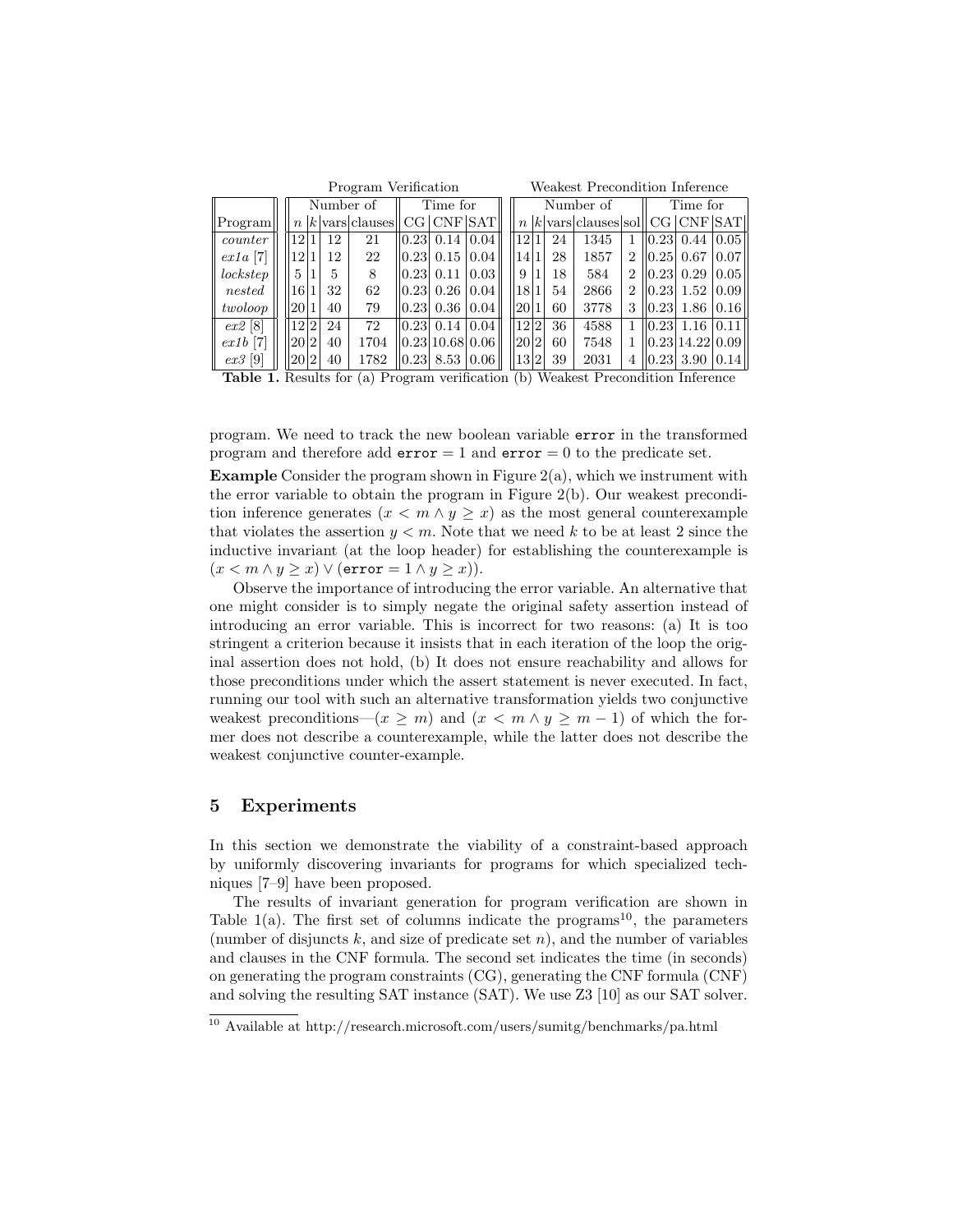| | Program Verification | | | | | | | Weakest Precondition Inference | | | | | | | |
|---|---|---|---|---|---|---|---|---|---|---|---|---|---|---|---|
| | Number of | | | | Time for | | | Number of | | | | | Time for | | |
| Program | $n$ | $k$ | vars | clauses | CG | CNF | SAT | $n$ | $k$ | vars | clauses | sol | CG | CNF | SAT |
| *counter* | 12 | 1 | 12 | 21 | 0.23 | 0.14 | 0.04 | 12 | 1 | 24 | 1345 | 1 | 0.23 | 0.44 | 0.05 |
| *ex1a* [7] | 12 | 1 | 12 | 22 | 0.23 | 0.15 | 0.04 | 14 | 1 | 28 | 1857 | 2 | 0.25 | 0.67 | 0.07 |
| *lockstep* | 5 | 1 | 5 | 8 | 0.23 | 0.11 | 0.03 | 9 | 1 | 18 | 584 | 2 | 0.23 | 0.29 | 0.05 |
| *nested* | 16 | 1 | 32 | 62 | 0.23 | 0.26 | 0.04 | 18 | 1 | 54 | 2866 | 2 | 0.23 | 1.52 | 0.09 |
| *twoloop* | 20 | 1 | 40 | 79 | 0.23 | 0.36 | 0.04 | 20 | 1 | 60 | 3778 | 3 | 0.23 | 1.86 | 0.16 |
| *ex2* [8] | 12 | 2 | 24 | 72 | 0.23 | 0.14 | 0.04 | 12 | 2 | 36 | 4588 | 1 | 0.23 | 1.16 | 0.11 |
| *ex1b* [7] | 20 | 2 | 40 | 1704 | 0.23 | 10.68 | 0.06 | 20 | 2 | 60 | 7548 | 1 | 0.23 | 14.22 | 0.09 |
| *ex3* [9] | 20 | 2 | 40 | 1782 | 0.23 | 8.53 | 0.06 | 13 | 2 | 39 | 2031 | 4 | 0.23 | 3.90 | 0.14 |

**Table 1.** Results for (a) Program verification (b) Weakest Precondition Inference

program. We need to track the new boolean variable `error` in the transformed program and therefore add $\texttt{error} = 1$ and $\texttt{error} = 0$ to the predicate set.

**Example** Consider the program shown in Figure 2(a), which we instrument with the error variable to obtain the program in Figure 2(b). Our weakest precondition inference generates $(x < m \wedge y \geq x)$ as the most general counterexample that violates the assertion $y < m$. Note that we need $k$ to be at least 2 since the inductive invariant (at the loop header) for establishing the counterexample is $(x < m \wedge y \geq x) \vee (\texttt{error} = 1 \wedge y \geq x))$.

Observe the importance of introducing the error variable. An alternative that one might consider is to simply negate the original safety assertion instead of introducing an error variable. This is incorrect for two reasons: (a) It is too stringent a criterion because it insists that in each iteration of the loop the original assertion does not hold, (b) It does not ensure reachability and allows for those preconditions under which the assert statement is never executed. In fact, running our tool with such an alternative transformation yields two conjunctive weakest preconditions—$(x \geq m)$ and $(x < m \wedge y \geq m - 1)$ of which the former does not describe a counterexample, while the latter does not describe the weakest conjunctive counter-example.

## 5 Experiments

In this section we demonstrate the viability of a constraint-based approach by uniformly discovering invariants for programs for which specialized techniques [7–9] have been proposed.

The results of invariant generation for program verification are shown in Table 1(a). The first set of columns indicate the programs[10], the parameters (number of disjuncts $k$, and size of predicate set $n$), and the number of variables and clauses in the CNF formula. The second set indicates the time (in seconds) on generating the program constraints (CG), generating the CNF formula (CNF) and solving the resulting SAT instance (SAT). We use Z3 [10] as our SAT solver.

[10] Available at http://research.microsoft.com/users/sumitg/benchmarks/pa.html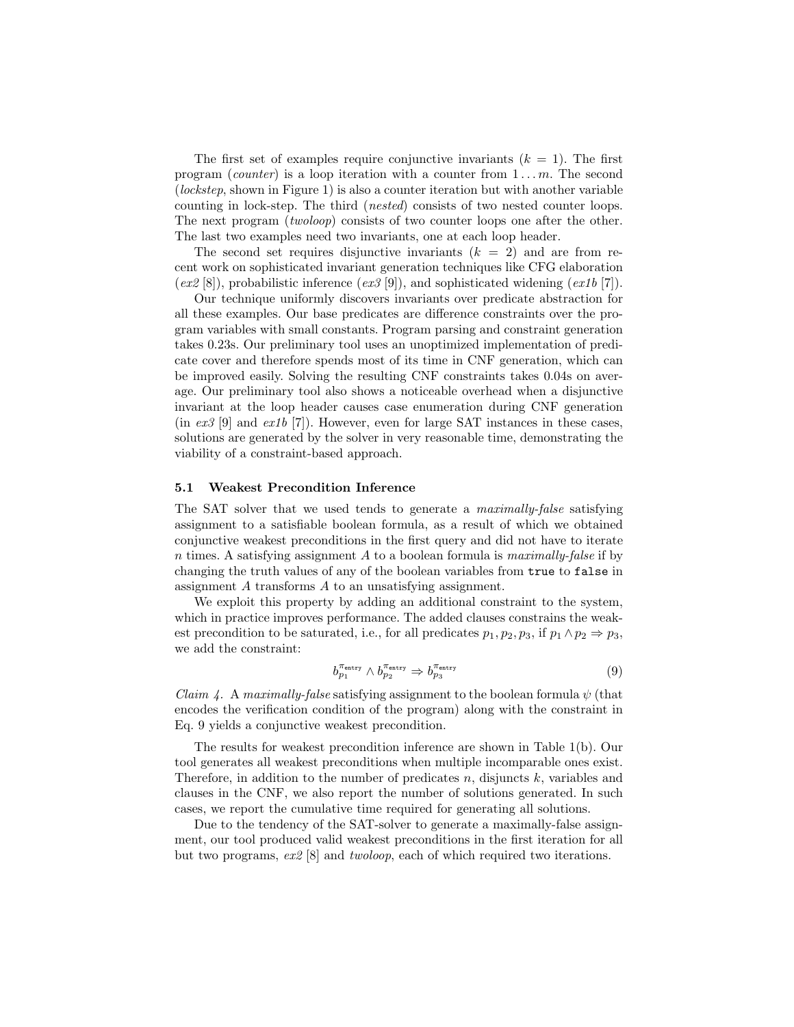The first set of examples require conjunctive invariants ($k = 1$). The first program (*counter*) is a loop iteration with a counter from $1 \dots m$. The second (*lockstep*, shown in Figure 1) is also a counter iteration but with another variable counting in lock-step. The third (*nested*) consists of two nested counter loops. The next program (*twoloop*) consists of two counter loops one after the other. The last two examples need two invariants, one at each loop header.

The second set requires disjunctive invariants ($k = 2$) and are from recent work on sophisticated invariant generation techniques like CFG elaboration (*ex2* [8]), probabilistic inference (*ex3* [9]), and sophisticated widening (*ex1b* [7]).

Our technique uniformly discovers invariants over predicate abstraction for all these examples. Our base predicates are difference constraints over the program variables with small constants. Program parsing and constraint generation takes 0.23s. Our preliminary tool uses an unoptimized implementation of predicate cover and therefore spends most of its time in CNF generation, which can be improved easily. Solving the resulting CNF constraints takes 0.04s on average. Our preliminary tool also shows a noticeable overhead when a disjunctive invariant at the loop header causes case enumeration during CNF generation (in *ex3* [9] and *ex1b* [7]). However, even for large SAT instances in these cases, solutions are generated by the solver in very reasonable time, demonstrating the viability of a constraint-based approach.

### 5.1 Weakest Precondition Inference

The SAT solver that we used tends to generate a *maximally-false* satisfying assignment to a satisfiable boolean formula, as a result of which we obtained conjunctive weakest preconditions in the first query and did not have to iterate $n$ times. A satisfying assignment $A$ to a boolean formula is *maximally-false* if by changing the truth values of any of the boolean variables from `true` to `false` in assignment $A$ transforms $A$ to an unsatisfying assignment.

We exploit this property by adding an additional constraint to the system, which in practice improves performance. The added clauses constrains the weakest precondition to be saturated, i.e., for all predicates $p_1, p_2, p_3$, if $p_1 \wedge p_2 \Rightarrow p_3$, we add the constraint:

$$b_{p_1}^{\pi_{\texttt{entry}}} \wedge b_{p_2}^{\pi_{\texttt{entry}}} \Rightarrow b_{p_3}^{\pi_{\texttt{entry}}} \tag{9}$$

*Claim 4.* A *maximally-false* satisfying assignment to the boolean formula $\psi$ (that encodes the verification condition of the program) along with the constraint in Eq. 9 yields a conjunctive weakest precondition.

The results for weakest precondition inference are shown in Table 1(b). Our tool generates all weakest preconditions when multiple incomparable ones exist. Therefore, in addition to the number of predicates $n$, disjuncts $k$, variables and clauses in the CNF, we also report the number of solutions generated. In such cases, we report the cumulative time required for generating all solutions.

Due to the tendency of the SAT-solver to generate a maximally-false assignment, our tool produced valid weakest preconditions in the first iteration for all but two programs, *ex2* [8] and *twoloop*, each of which required two iterations.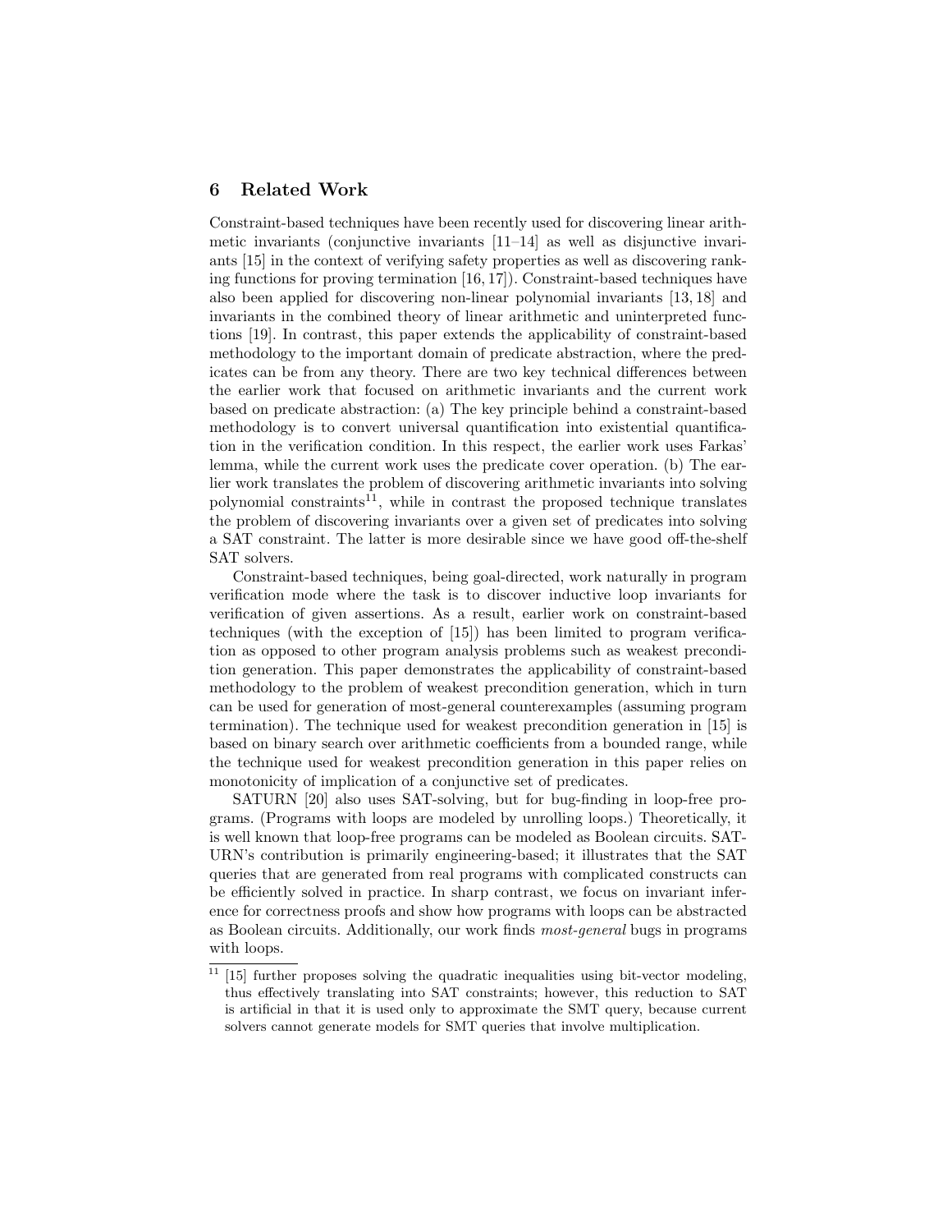## 6 Related Work

Constraint-based techniques have been recently used for discovering linear arithmetic invariants (conjunctive invariants [11–14] as well as disjunctive invariants [15] in the context of verifying safety properties as well as discovering ranking functions for proving termination [16, 17]). Constraint-based techniques have also been applied for discovering non-linear polynomial invariants [13, 18] and invariants in the combined theory of linear arithmetic and uninterpreted functions [19]. In contrast, this paper extends the applicability of constraint-based methodology to the important domain of predicate abstraction, where the predicates can be from any theory. There are two key technical differences between the earlier work that focused on arithmetic invariants and the current work based on predicate abstraction: (a) The key principle behind a constraint-based methodology is to convert universal quantification into existential quantification in the verification condition. In this respect, the earlier work uses Farkas' lemma, while the current work uses the predicate cover operation. (b) The earlier work translates the problem of discovering arithmetic invariants into solving polynomial constraints[11], while in contrast the proposed technique translates the problem of discovering invariants over a given set of predicates into solving a SAT constraint. The latter is more desirable since we have good off-the-shelf SAT solvers.

Constraint-based techniques, being goal-directed, work naturally in program verification mode where the task is to discover inductive loop invariants for verification of given assertions. As a result, earlier work on constraint-based techniques (with the exception of [15]) has been limited to program verification as opposed to other program analysis problems such as weakest precondition generation. This paper demonstrates the applicability of constraint-based methodology to the problem of weakest precondition generation, which in turn can be used for generation of most-general counterexamples (assuming program termination). The technique used for weakest precondition generation in [15] is based on binary search over arithmetic coefficients from a bounded range, while the technique used for weakest precondition generation in this paper relies on monotonicity of implication of a conjunctive set of predicates.

SATURN [20] also uses SAT-solving, but for bug-finding in loop-free programs. (Programs with loops are modeled by unrolling loops.) Theoretically, it is well known that loop-free programs can be modeled as Boolean circuits. SATURN's contribution is primarily engineering-based; it illustrates that the SAT queries that are generated from real programs with complicated constructs can be efficiently solved in practice. In sharp contrast, we focus on invariant inference for correctness proofs and show how programs with loops can be abstracted as Boolean circuits. Additionally, our work finds *most-general* bugs in programs with loops.

[11] [15] further proposes solving the quadratic inequalities using bit-vector modeling, thus effectively translating into SAT constraints; however, this reduction to SAT is artificial in that it is used only to approximate the SMT query, because current solvers cannot generate models for SMT queries that involve multiplication.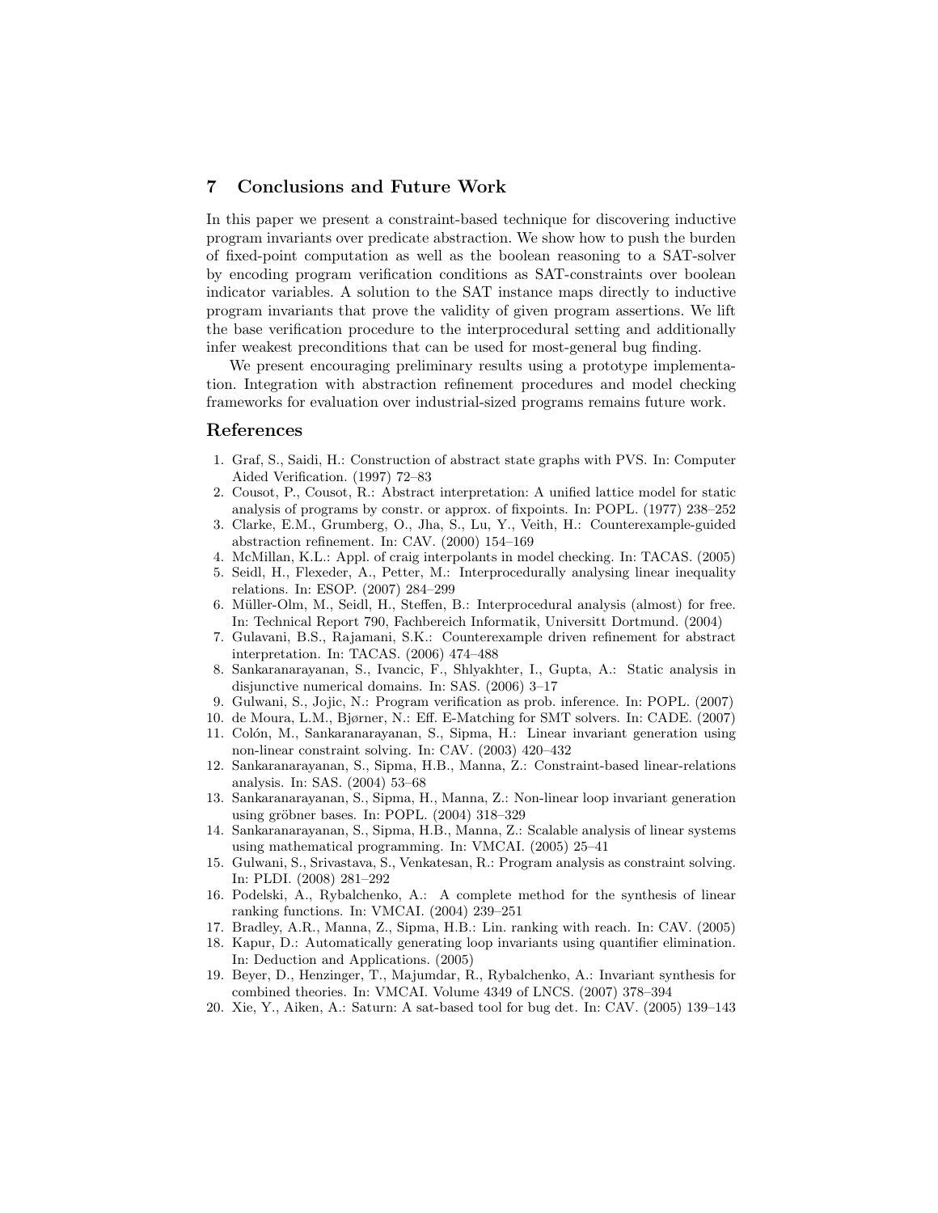## 7 Conclusions and Future Work

In this paper we present a constraint-based technique for discovering inductive program invariants over predicate abstraction. We show how to push the burden of fixed-point computation as well as the boolean reasoning to a SAT-solver by encoding program verification conditions as SAT-constraints over boolean indicator variables. A solution to the SAT instance maps directly to inductive program invariants that prove the validity of given program assertions. We lift the base verification procedure to the interprocedural setting and additionally infer weakest preconditions that can be used for most-general bug finding.

We present encouraging preliminary results using a prototype implementation. Integration with abstraction refinement procedures and model checking frameworks for evaluation over industrial-sized programs remains future work.

## References

1. Graf, S., Saidi, H.: Construction of abstract state graphs with PVS. In: Computer Aided Verification. (1997) 72–83
2. Cousot, P., Cousot, R.: Abstract interpretation: A unified lattice model for static analysis of programs by constr. or approx. of fixpoints. In: POPL. (1977) 238–252
3. Clarke, E.M., Grumberg, O., Jha, S., Lu, Y., Veith, H.: Counterexample-guided abstraction refinement. In: CAV. (2000) 154–169
4. McMillan, K.L.: Appl. of craig interpolants in model checking. In: TACAS. (2005)
5. Seidl, H., Flexeder, A., Petter, M.: Interprocedurally analysing linear inequality relations. In: ESOP. (2007) 284–299
6. Müller-Olm, M., Seidl, H., Steffen, B.: Interprocedural analysis (almost) for free. In: Technical Report 790, Fachbereich Informatik, Universitt Dortmund. (2004)
7. Gulavani, B.S., Rajamani, S.K.: Counterexample driven refinement for abstract interpretation. In: TACAS. (2006) 474–488
8. Sankaranarayanan, S., Ivancic, F., Shlyakhter, I., Gupta, A.: Static analysis in disjunctive numerical domains. In: SAS. (2006) 3–17
9. Gulwani, S., Jojic, N.: Program verification as prob. inference. In: POPL. (2007)
10. de Moura, L.M., Bjørner, N.: Eff. E-Matching for SMT solvers. In: CADE. (2007)
11. Colón, M., Sankaranarayanan, S., Sipma, H.: Linear invariant generation using non-linear constraint solving. In: CAV. (2003) 420–432
12. Sankaranarayanan, S., Sipma, H.B., Manna, Z.: Constraint-based linear-relations analysis. In: SAS. (2004) 53–68
13. Sankaranarayanan, S., Sipma, H., Manna, Z.: Non-linear loop invariant generation using gröbner bases. In: POPL. (2004) 318–329
14. Sankaranarayanan, S., Sipma, H.B., Manna, Z.: Scalable analysis of linear systems using mathematical programming. In: VMCAI. (2005) 25–41
15. Gulwani, S., Srivastava, S., Venkatesan, R.: Program analysis as constraint solving. In: PLDI. (2008) 281–292
16. Podelski, A., Rybalchenko, A.: A complete method for the synthesis of linear ranking functions. In: VMCAI. (2004) 239–251
17. Bradley, A.R., Manna, Z., Sipma, H.B.: Lin. ranking with reach. In: CAV. (2005)
18. Kapur, D.: Automatically generating loop invariants using quantifier elimination. In: Deduction and Applications. (2005)
19. Beyer, D., Henzinger, T., Majumdar, R., Rybalchenko, A.: Invariant synthesis for combined theories. In: VMCAI. Volume 4349 of LNCS. (2007) 378–394
20. Xie, Y., Aiken, A.: Saturn: A sat-based tool for bug det. In: CAV. (2005) 139–143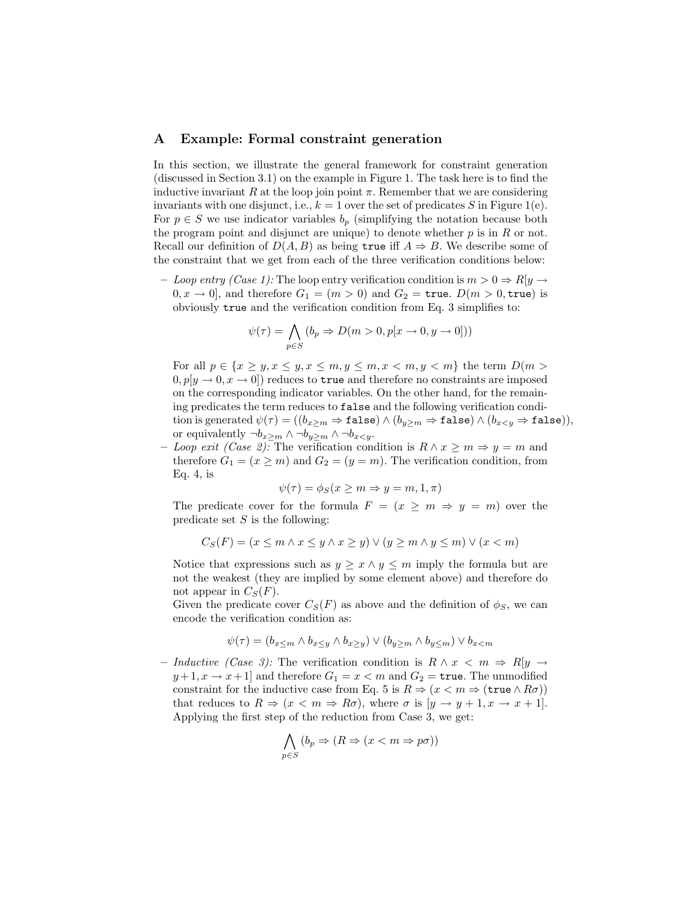## A Example: Formal constraint generation

In this section, we illustrate the general framework for constraint generation (discussed in Section 3.1) on the example in Figure 1. The task here is to find the inductive invariant $R$ at the loop join point $\pi$. Remember that we are considering invariants with one disjunct, i.e., $k = 1$ over the set of predicates $S$ in Figure 1(e). For $p \in S$ we use indicator variables $b_p$ (simplifying the notation because both the program point and disjunct are unique) to denote whether $p$ is in $R$ or not. Recall our definition of $D(A, B)$ as being `true` iff $A \Rightarrow B$. We describe some of the constraint that we get from each of the three verification conditions below:

- *Loop entry (Case 1):* The loop entry verification condition is $m > 0 \Rightarrow R[y \rightarrow 0, x \rightarrow 0]$, and therefore $G_1 = (m > 0)$ and $G_2 = \texttt{true}$. $D(m > 0, \texttt{true})$ is obviously `true` and the verification condition from Eq. 3 simplifies to:

$$\psi(\tau) = \bigwedge_{p \in S} (b_p \Rightarrow D(m > 0, p[x \rightarrow 0, y \rightarrow 0]))$$

  For all $p \in \{x \geq y, x \leq y, x \leq m, y \leq m, x < m, y < m\}$ the term $D(m > 0, p[y \rightarrow 0, x \rightarrow 0])$ reduces to `true` and therefore no constraints are imposed on the corresponding indicator variables. On the other hand, for the remaining predicates the term reduces to `false` and the following verification condition is generated $\psi(\tau) = ((b_{x \geq m} \Rightarrow \texttt{false}) \wedge (b_{y \geq m} \Rightarrow \texttt{false}) \wedge (b_{x<y} \Rightarrow \texttt{false}))$, or equivalently $\neg b_{x \geq m} \wedge \neg b_{y \geq m} \wedge \neg b_{x<y}$.
- *Loop exit (Case 2):* The verification condition is $R \wedge x \geq m \Rightarrow y = m$ and therefore $G_1 = (x \geq m)$ and $G_2 = (y = m)$. The verification condition, from Eq. 4, is

$$\psi(\tau) = \phi_S(x \geq m \Rightarrow y = m, 1, \pi)$$

  The predicate cover for the formula $F = (x \geq m \Rightarrow y = m)$ over the predicate set $S$ is the following:

$$C_S(F) = (x \leq m \wedge x \leq y \wedge x \geq y) \vee (y \geq m \wedge y \leq m) \vee (x < m)$$

  Notice that expressions such as $y \geq x \wedge y \leq m$ imply the formula but are not the weakest (they are implied by some element above) and therefore do not appear in $C_S(F)$.
  Given the predicate cover $C_S(F)$ as above and the definition of $\phi_S$, we can encode the verification condition as:

$$\psi(\tau) = (b_{x \leq m} \wedge b_{x \leq y} \wedge b_{x \geq y}) \vee (b_{y \geq m} \wedge b_{y \leq m}) \vee b_{x<m}$$

- *Inductive (Case 3):* The verification condition is $R \wedge x < m \Rightarrow R[y \rightarrow y+1, x \rightarrow x+1]$ and therefore $G_1 = x < m$ and $G_2 = \texttt{true}$. The unmodified constraint for the inductive case from Eq. 5 is $R \Rightarrow (x < m \Rightarrow (\texttt{true} \wedge R\sigma))$ that reduces to $R \Rightarrow (x < m \Rightarrow R\sigma)$, where $\sigma$ is $[y \rightarrow y+1, x \rightarrow x+1]$. Applying the first step of the reduction from Case 3, we get:

$$\bigwedge_{p \in S} (b_p \Rightarrow (R \Rightarrow (x < m \Rightarrow p\sigma))$$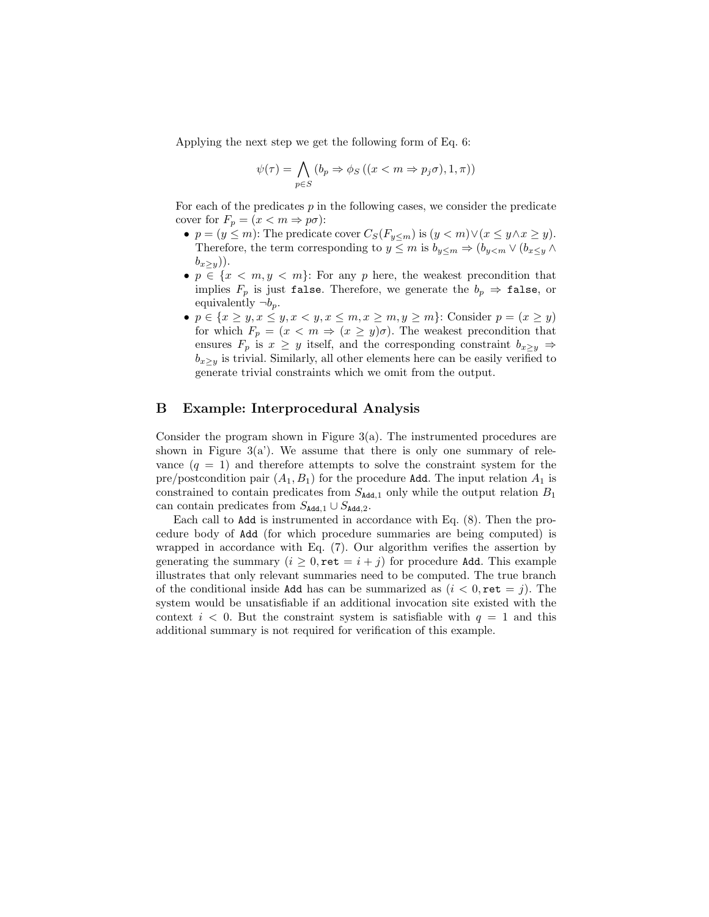Applying the next step we get the following form of Eq. 6:

$$\psi(\tau) = \bigwedge_{p \in S} (b_p \Rightarrow \phi_S ((x < m \Rightarrow p_j\sigma), 1, \pi))$$

For each of the predicates $p$ in the following cases, we consider the predicate cover for $F_p = (x < m \Rightarrow p\sigma)$:

- $p = (y \leq m)$: The predicate cover $C_S(F_{y \leq m})$ is $(y < m) \vee (x \leq y \wedge x \geq y)$. Therefore, the term corresponding to $y \leq m$ is $b_{y \leq m} \Rightarrow (b_{y<m} \vee (b_{x \leq y} \wedge b_{x \geq y}))$.
- $p \in \{x < m, y < m\}$: For any $p$ here, the weakest precondition that implies $F_p$ is just `false`. Therefore, we generate the $b_p \Rightarrow$ `false`, or equivalently $\neg b_p$.
- $p \in \{x \geq y, x \leq y, x < y, x \leq m, x \geq m, y \geq m\}$: Consider $p = (x \geq y)$ for which $F_p = (x < m \Rightarrow (x \geq y)\sigma)$. The weakest precondition that ensures $F_p$ is $x \geq y$ itself, and the corresponding constraint $b_{x \geq y} \Rightarrow b_{x \geq y}$ is trivial. Similarly, all other elements here can be easily verified to generate trivial constraints which we omit from the output.

## B Example: Interprocedural Analysis

Consider the program shown in Figure 3(a). The instrumented procedures are shown in Figure 3(a'). We assume that there is only one summary of relevance ($q = 1$) and therefore attempts to solve the constraint system for the pre/postcondition pair $(A_1, B_1)$ for the procedure `Add`. The input relation $A_1$ is constrained to contain predicates from $S_{\texttt{Add},1}$ only while the output relation $B_1$ can contain predicates from $S_{\texttt{Add},1} \cup S_{\texttt{Add},2}$.

Each call to `Add` is instrumented in accordance with Eq. (8). Then the procedure body of `Add` (for which procedure summaries are being computed) is wrapped in accordance with Eq. (7). Our algorithm verifies the assertion by generating the summary $(i \geq 0, \texttt{ret} = i + j)$ for procedure `Add`. This example illustrates that only relevant summaries need to be computed. The true branch of the conditional inside `Add` has can be summarized as $(i < 0, \texttt{ret} = j)$. The system would be unsatisfiable if an additional invocation site existed with the context $i < 0$. But the constraint system is satisfiable with $q = 1$ and this additional summary is not required for verification of this example.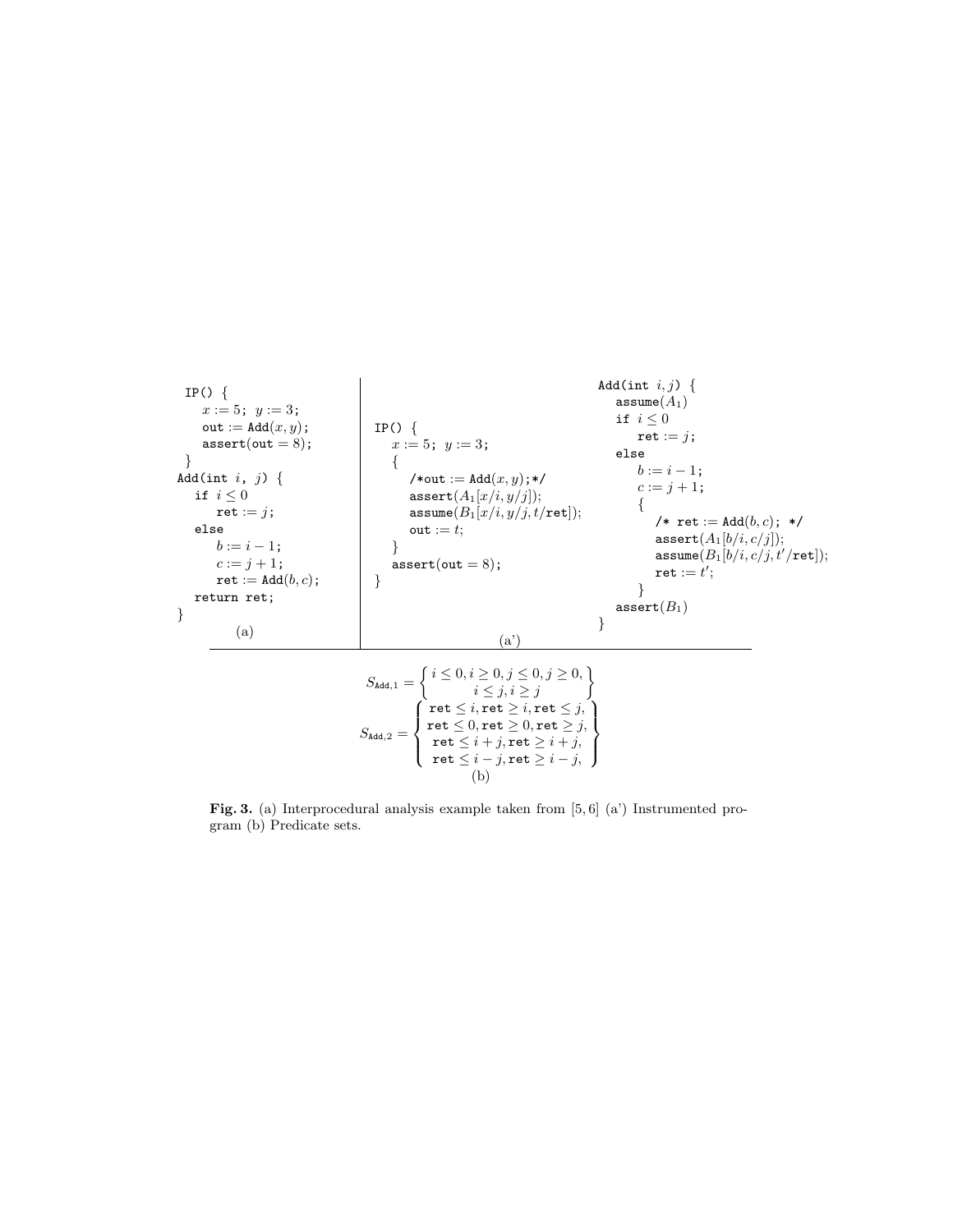```
IP() {
   x := 5;  y := 3;
   out := Add(x, y);
   assert(out = 8);
}
Add(int i, j) {
  if i ≤ 0
     ret := j;
  else
     b := i − 1;
     c := j + 1;
     ret := Add(b, c);
  return ret;
}
```

(a)

```
IP() {
   x := 5;  y := 3;
   {
      /*out := Add(x, y);*/
      assert(A1[x/i, y/j]);
      assume(B1[x/i, y/j, t/ret]);
      out := t;
   }
   assert(out = 8);
}
```

```
Add(int i, j) {
   assume(A1)
   if i ≤ 0
      ret := j;
   else
      b := i − 1;
      c := j + 1;
      {
         /* ret := Add(b, c); */
         assert(A1[b/i, c/j]);
         assume(B1[b/i, c/j, t'/ret]);
         ret := t';
      }
   assert(B1)
}
```

(a')

$$S_{\mathtt{Add},1} = \left\{ \begin{array}{c} i \leq 0, i \geq 0, j \leq 0, j \geq 0, \\ i \leq j, i \geq j \end{array} \right\}$$

$$S_{\mathtt{Add},2} = \left\{ \begin{array}{c} \mathtt{ret} \leq i, \mathtt{ret} \geq i, \mathtt{ret} \leq j, \\ \mathtt{ret} \leq 0, \mathtt{ret} \geq 0, \mathtt{ret} \geq j, \\ \mathtt{ret} \leq i + j, \mathtt{ret} \geq i + j, \\ \mathtt{ret} \leq i - j, \mathtt{ret} \geq i - j, \end{array} \right\}$$

(b)

**Fig. 3.** (a) Interprocedural analysis example taken from [5, 6] (a') Instrumented program (b) Predicate sets.